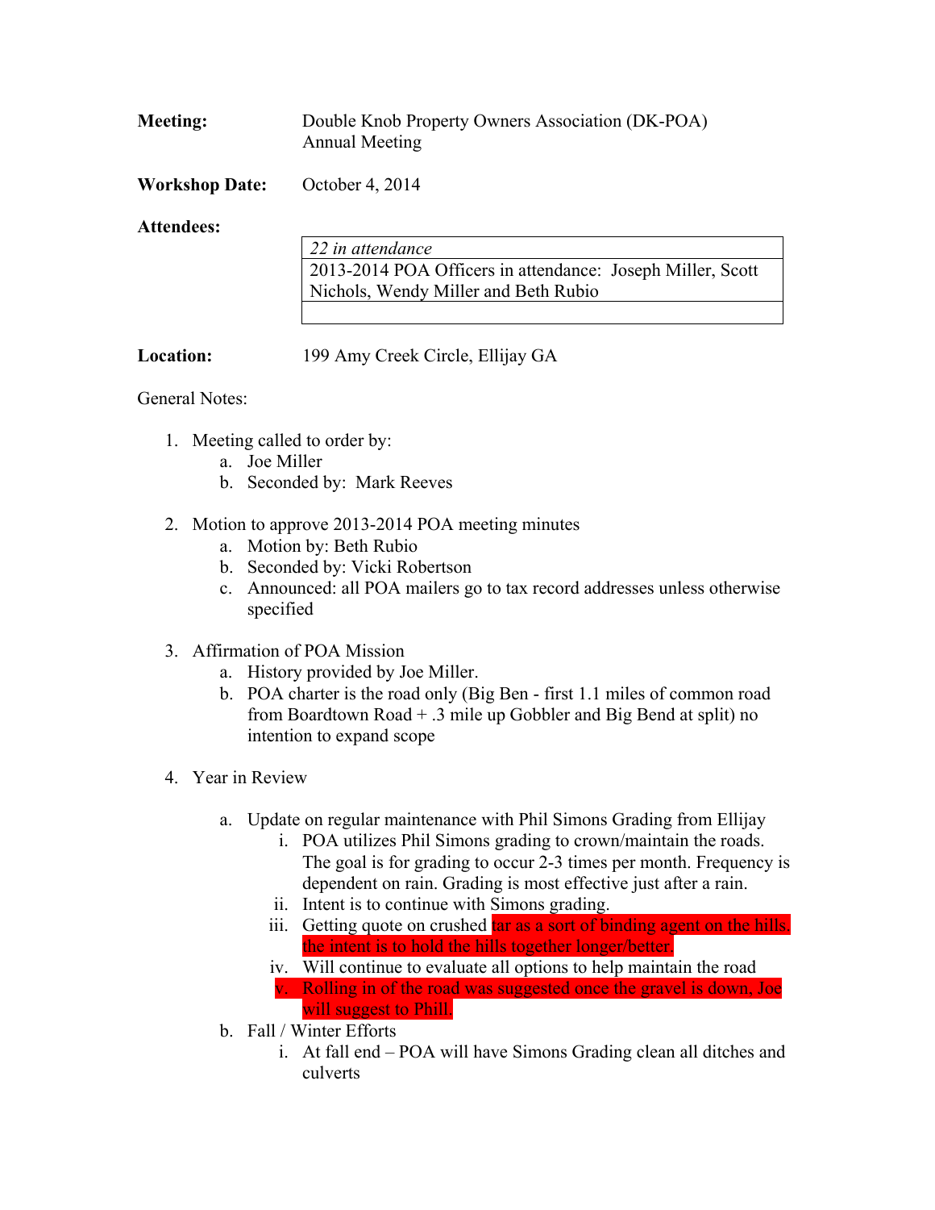**Meeting:** Double Knob Property Owners Association (DK-POA) Annual Meeting

**Workshop Date:** October 4, 2014

**Attendees:**

| *22 in attendance* |
| --- |
| 2013-2014 POA Officers in attendance: Joseph Miller, Scott Nichols, Wendy Miller and Beth Rubio |
| |

**Location:** 199 Amy Creek Circle, Ellijay GA

General Notes:

1. Meeting called to order by:
   a. Joe Miller
   b. Seconded by: Mark Reeves

2. Motion to approve 2013-2014 POA meeting minutes
   a. Motion by: Beth Rubio
   b. Seconded by: Vicki Robertson
   c. Announced: all POA mailers go to tax record addresses unless otherwise specified

3. Affirmation of POA Mission
   a. History provided by Joe Miller.
   b. POA charter is the road only (Big Ben - first 1.1 miles of common road from Boardtown Road + .3 mile up Gobbler and Big Bend at split) no intention to expand scope

4. Year in Review

   a. Update on regular maintenance with Phil Simons Grading from Ellijay
      i. POA utilizes Phil Simons grading to crown/maintain the roads. The goal is for grading to occur 2-3 times per month. Frequency is dependent on rain. Grading is most effective just after a rain.
      ii. Intent is to continue with Simons grading.
      iii. Getting quote on crushed tar as a sort of binding agent on the hills, the intent is to hold the hills together longer/better.
      iv. Will continue to evaluate all options to help maintain the road
      v. Rolling in of the road was suggested once the gravel is down, Joe will suggest to Phill.
   b. Fall / Winter Efforts
      i. At fall end – POA will have Simons Grading clean all ditches and culverts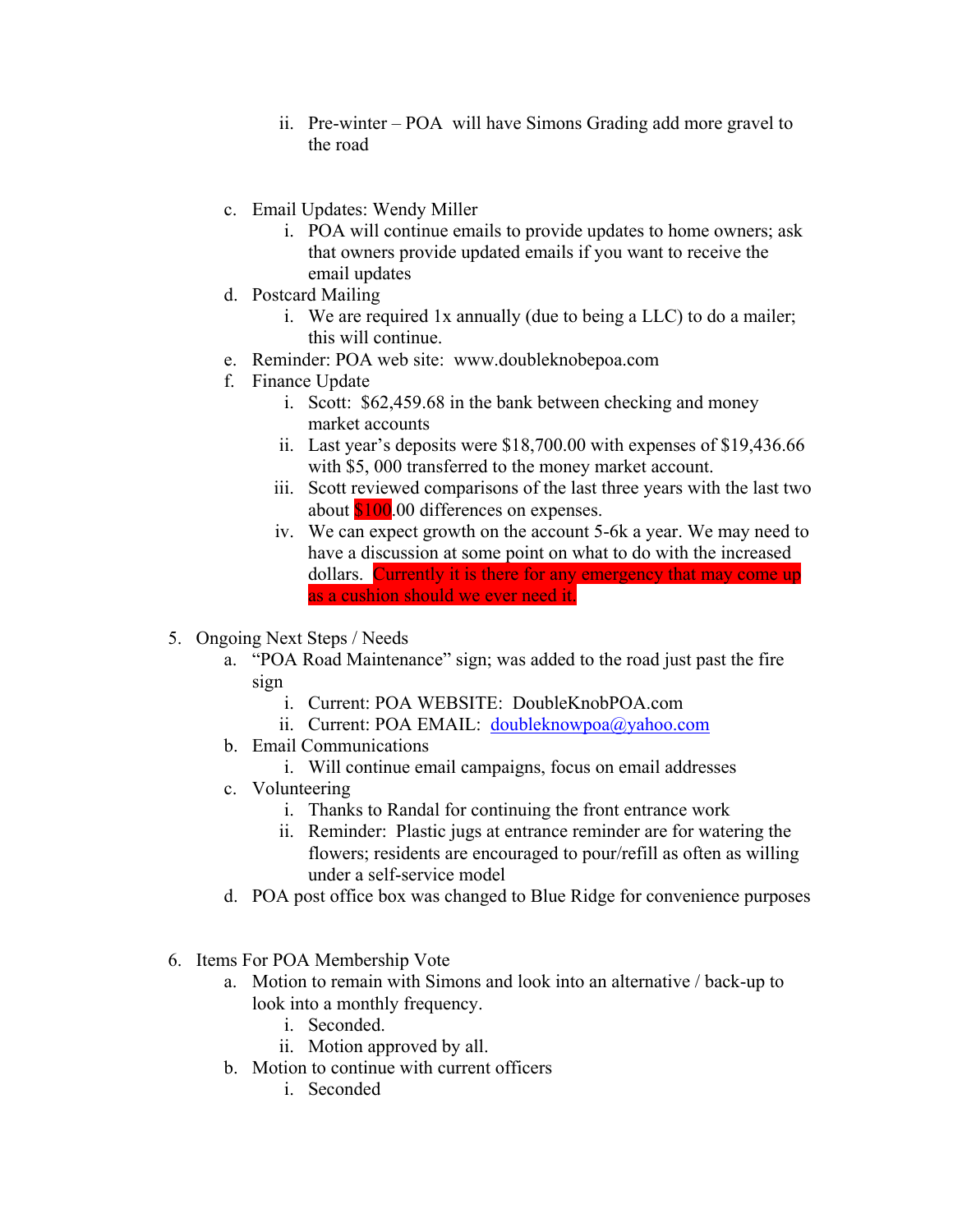- ii. Pre-winter – POA will have Simons Grading add more gravel to the road

- c. Email Updates: Wendy Miller
  - i. POA will continue emails to provide updates to home owners; ask that owners provide updated emails if you want to receive the email updates
- d. Postcard Mailing
  - i. We are required 1x annually (due to being a LLC) to do a mailer; this will continue.
- e. Reminder: POA web site: www.doubleknobepoa.com
- f. Finance Update
  - i. Scott: $62,459.68 in the bank between checking and money market accounts
  - ii. Last year's deposits were $18,700.00 with expenses of $19,436.66 with $5, 000 transferred to the money market account.
  - iii. Scott reviewed comparisons of the last three years with the last two about $100.00 differences on expenses.
  - iv. We can expect growth on the account 5-6k a year. We may need to have a discussion at some point on what to do with the increased dollars. Currently it is there for any emergency that may come up as a cushion should we ever need it.

5. Ongoing Next Steps / Needs
   - a. "POA Road Maintenance" sign; was added to the road just past the fire sign
     - i. Current: POA WEBSITE: DoubleKnobPOA.com
     - ii. Current: POA EMAIL: doubleknowpoa@yahoo.com
   - b. Email Communications
     - i. Will continue email campaigns, focus on email addresses
   - c. Volunteering
     - i. Thanks to Randal for continuing the front entrance work
     - ii. Reminder: Plastic jugs at entrance reminder are for watering the flowers; residents are encouraged to pour/refill as often as willing under a self-service model
   - d. POA post office box was changed to Blue Ridge for convenience purposes

6. Items For POA Membership Vote
   - a. Motion to remain with Simons and look into an alternative / back-up to look into a monthly frequency.
     - i. Seconded.
     - ii. Motion approved by all.
   - b. Motion to continue with current officers
     - i. Seconded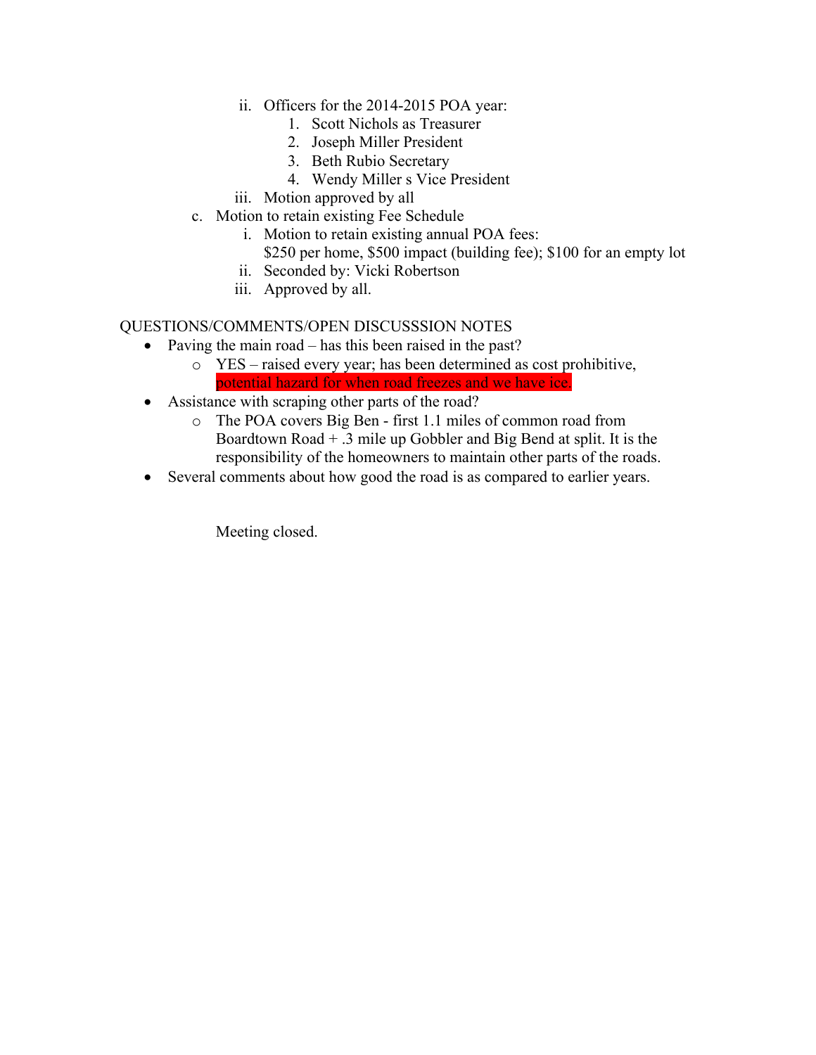ii. Officers for the 2014-2015 POA year:
      1. Scott Nichols as Treasurer
      2. Joseph Miller President
      3. Beth Rubio Secretary
      4. Wendy Miller s Vice President
   iii. Motion approved by all

c. Motion to retain existing Fee Schedule
   i. Motion to retain existing annual POA fees:
      $250 per home, $500 impact (building fee); $100 for an empty lot
   ii. Seconded by: Vicki Robertson
   iii. Approved by all.

QUESTIONS/COMMENTS/OPEN DISCUSSSION NOTES

- Paving the main road – has this been raised in the past?
  - YES – raised every year; has been determined as cost prohibitive, potential hazard for when road freezes and we have ice.
- Assistance with scraping other parts of the road?
  - The POA covers Big Ben - first 1.1 miles of common road from Boardtown Road + .3 mile up Gobbler and Big Bend at split. It is the responsibility of the homeowners to maintain other parts of the roads.
- Several comments about how good the road is as compared to earlier years.

Meeting closed.